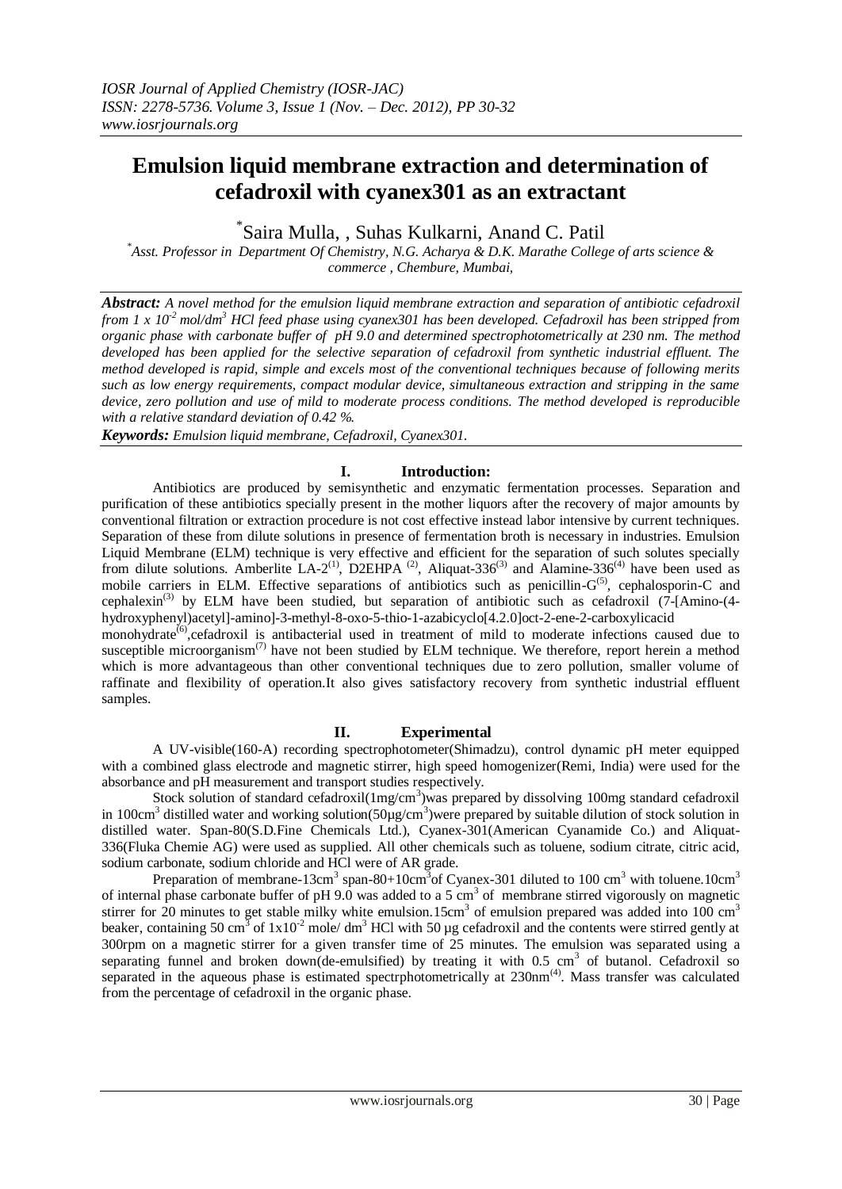# Emulsion liquid membrane extraction and determination of cefadroxil with cyanex301 as an extractant

*Saira Mulla, , Suhas Kulkarni, Anand C. Patil

*Asst. Professor in Department Of Chemistry, N.G. Acharya & D.K. Marathe College of arts science & commerce , Chembure, Mumbai,*

***Abstract:*** *A novel method for the emulsion liquid membrane extraction and separation of antibiotic cefadroxil from 1 x $10^{-2}$ mol/$dm^3$ HCl feed phase using cyanex301 has been developed. Cefadroxil has been stripped from organic phase with carbonate buffer of pH 9.0 and determined spectrophotometrically at 230 nm. The method developed has been applied for the selective separation of cefadroxil from synthetic industrial effluent. The method developed is rapid, simple and excels most of the conventional techniques because of following merits such as low energy requirements, compact modular device, simultaneous extraction and stripping in the same device, zero pollution and use of mild to moderate process conditions. The method developed is reproducible with a relative standard deviation of 0.42 %.*

***Keywords:*** *Emulsion liquid membrane, Cefadroxil, Cyanex301.*

## I. Introduction:

Antibiotics are produced by semisynthetic and enzymatic fermentation processes. Separation and purification of these antibiotics specially present in the mother liquors after the recovery of major amounts by conventional filtration or extraction procedure is not cost effective instead labor intensive by current techniques. Separation of these from dilute solutions in presence of fermentation broth is necessary in industries. Emulsion Liquid Membrane (ELM) technique is very effective and efficient for the separation of such solutes specially from dilute solutions. Amberlite LA-2[(1)], D2EHPA [(2)], Aliquat-336[(3)] and Alamine-336[(4)] have been used as mobile carriers in ELM. Effective separations of antibiotics such as penicillin-G[(5)], cephalosporin-C and cephalexin[(3)] by ELM have been studied, but separation of antibiotic such as cefadroxil (7-[Amino-(4-hydroxyphenyl)acetyl]-amino]-3-methyl-8-oxo-5-thio-1-azabicyclo[4.2.0]oct-2-ene-2-carboxylicacid monohydrate[(6)],cefadroxil is antibacterial used in treatment of mild to moderate infections caused due to susceptible microorganism[(7)] have not been studied by ELM technique. We therefore, report herein a method which is more advantageous than other conventional techniques due to zero pollution, smaller volume of raffinate and flexibility of operation.It also gives satisfactory recovery from synthetic industrial effluent samples.

## II. Experimental

A UV-visible(160-A) recording spectrophotometer(Shimadzu), control dynamic pH meter equipped with a combined glass electrode and magnetic stirrer, high speed homogenizer(Remi, India) were used for the absorbance and pH measurement and transport studies respectively.

Stock solution of standard cefadroxil(1mg/$cm^3$)was prepared by dissolving 100mg standard cefadroxil in 100$cm^3$ distilled water and working solution(50µg/$cm^3$)were prepared by suitable dilution of stock solution in distilled water. Span-80(S.D.Fine Chemicals Ltd.), Cyanex-301(American Cyanamide Co.) and Aliquat-336(Fluka Chemie AG) were used as supplied. All other chemicals such as toluene, sodium citrate, citric acid, sodium carbonate, sodium chloride and HCl were of AR grade.

Preparation of membrane-13$cm^3$ span-80+10$cm^3$of Cyanex-301 diluted to 100 $cm^3$ with toluene.10$cm^3$ of internal phase carbonate buffer of pH 9.0 was added to a 5 $cm^3$ of membrane stirred vigorously on magnetic stirrer for 20 minutes to get stable milky white emulsion.15$cm^3$ of emulsion prepared was added into 100 $cm^3$ beaker, containing 50 $cm^3$ of 1x$10^{-2}$ mole/ $dm^3$ HCl with 50 µg cefadroxil and the contents were stirred gently at 300rpm on a magnetic stirrer for a given transfer time of 25 minutes. The emulsion was separated using a separating funnel and broken down(de-emulsified) by treating it with 0.5 $cm^3$ of butanol. Cefadroxil so separated in the aqueous phase is estimated spectrphotometrically at 230nm[(4)]. Mass transfer was calculated from the percentage of cefadroxil in the organic phase.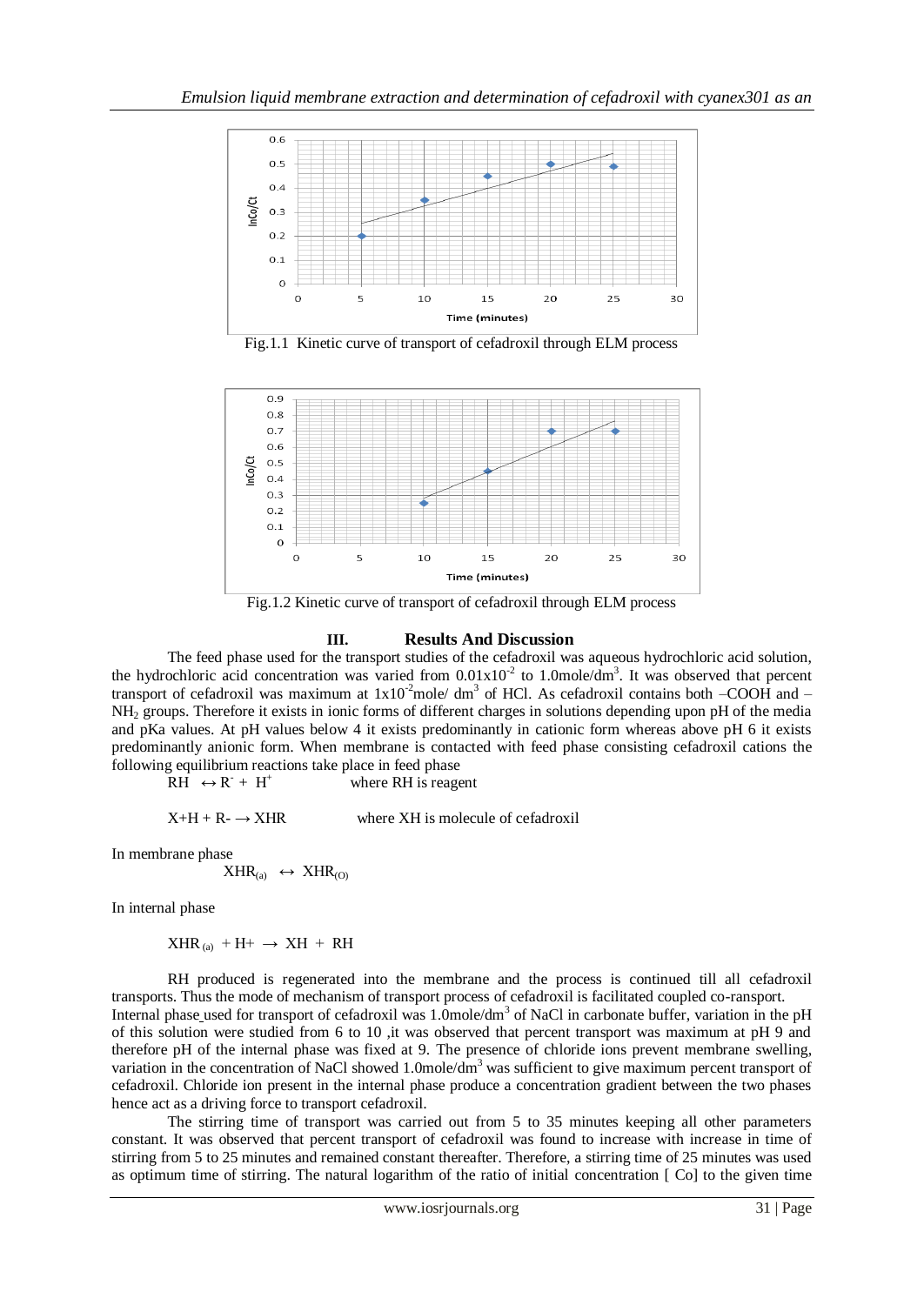Fig.1.1 Kinetic curve of transport of cefadroxil through ELM process

Fig.1.2 Kinetic curve of transport of cefadroxil through ELM process

## III. Results And Discussion

The feed phase used for the transport studies of the cefadroxil was aqueous hydrochloric acid solution, the hydrochloric acid concentration was varied from $0.01\times10^{-2}$ to 1.0mole/dm$^3$. It was observed that percent transport of cefadroxil was maximum at $1\times10^{-2}$mole/ dm$^3$ of HCl. As cefadroxil contains both –COOH and –$NH_2$ groups. Therefore it exists in ionic forms of different charges in solutions depending upon pH of the media and pKa values. At pH values below 4 it exists predominantly in cationic form whereas above pH 6 it exists predominantly anionic form. When membrane is contacted with feed phase consisting cefadroxil cations the following equilibrium reactions take place in feed phase

$RH \leftrightarrow R^- + H^+$ where RH is reagent

$X + H + R^- \rightarrow XHR$ where XH is molecule of cefadroxil

In membrane phase

$XHR_{(a)} \leftrightarrow XHR_{(O)}$

In internal phase

$XHR_{(a)} + H^+ \rightarrow XH + RH$

RH produced is regenerated into the membrane and the process is continued till all cefadroxil transports. Thus the mode of mechanism of transport process of cefadroxil is facilitated coupled co-ransport.

Internal phase used for transport of cefadroxil was 1.0mole/dm$^3$ of NaCl in carbonate buffer, variation in the pH of this solution were studied from 6 to 10 ,it was observed that percent transport was maximum at pH 9 and therefore pH of the internal phase was fixed at 9. The presence of chloride ions prevent membrane swelling, variation in the concentration of NaCl showed 1.0mole/dm$^3$ was sufficient to give maximum percent transport of cefadroxil. Chloride ion present in the internal phase produce a concentration gradient between the two phases hence act as a driving force to transport cefadroxil.

The stirring time of transport was carried out from 5 to 35 minutes keeping all other parameters constant. It was observed that percent transport of cefadroxil was found to increase with increase in time of stirring from 5 to 25 minutes and remained constant thereafter. Therefore, a stirring time of 25 minutes was used as optimum time of stirring. The natural logarithm of the ratio of initial concentration [ Co] to the given time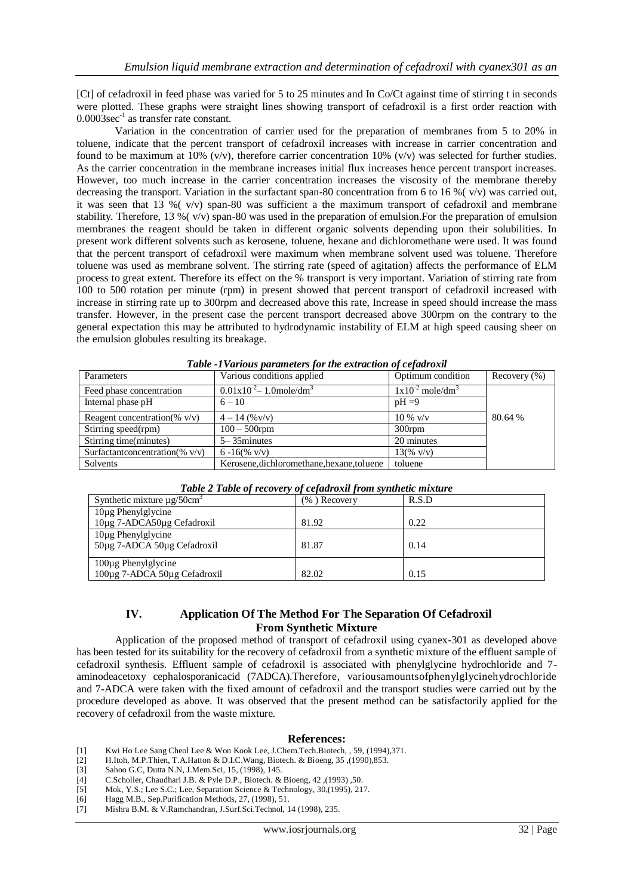[Ct] of cefadroxil in feed phase was varied for 5 to 25 minutes and In Co/Ct against time of stirring t in seconds were plotted. These graphs were straight lines showing transport of cefadroxil is a first order reaction with $0.0003 sec^{-1}$ as transfer rate constant.

Variation in the concentration of carrier used for the preparation of membranes from 5 to 20% in toluene, indicate that the percent transport of cefadroxil increases with increase in carrier concentration and found to be maximum at 10% (v/v), therefore carrier concentration 10% (v/v) was selected for further studies. As the carrier concentration in the membrane increases initial flux increases hence percent transport increases. However, too much increase in the carrier concentration increases the viscosity of the membrane thereby decreasing the transport. Variation in the surfactant span-80 concentration from 6 to 16 %( v/v) was carried out, it was seen that 13 %( v/v) span-80 was sufficient a the maximum transport of cefadroxil and membrane stability. Therefore, 13 %( v/v) span-80 was used in the preparation of emulsion.For the preparation of emulsion membranes the reagent should be taken in different organic solvents depending upon their solubilities. In present work different solvents such as kerosene, toluene, hexane and dichloromethane were used. It was found that the percent transport of cefadroxil were maximum when membrane solvent used was toluene. Therefore toluene was used as membrane solvent. The stirring rate (speed of agitation) affects the performance of ELM process to great extent. Therefore its effect on the % transport is very important. Variation of stirring rate from 100 to 500 rotation per minute (rpm) in present showed that percent transport of cefadroxil increased with increase in stirring rate up to 300rpm and decreased above this rate, Increase in speed should increase the mass transfer. However, in the present case the percent transport decreased above 300rpm on the contrary to the general expectation this may be attributed to hydrodynamic instability of ELM at high speed causing sheer on the emulsion globules resulting its breakage.

*Table -1Various parameters for the extraction of cefadroxil*

| Parameters | Various conditions applied | Optimum condition | Recovery (%) |
|---|---|---|---|
| Feed phase concentration | $0.01x10^{-2}$– $1.0 mole/dm^3$ | $1x10^{-2}$ $mole/dm^3$ | |
| Internal phase pH | 6 – 10 | pH =9 | |
| Reagent concentration(% v/v) | 4 – 14 (%v/v) | 10 % v/v | 80.64 % |
| Stirring speed(rpm) | 100 – 500rpm | 300rpm | |
| Stirring time(minutes) | 5– 35minutes | 20 minutes | |
| Surfactantconcentration(% v/v) | 6 -16(% v/v) | 13(% v/v) | |
| Solvents | Kerosene,dichloromethane,hexane,toluene | toluene | |

*Table 2 Table of recovery of cefadroxil from synthetic mixture*

| Synthetic mixture $\mu g/50cm^3$ | (% ) Recovery | R.S.D |
|---|---|---|
| 10µg Phenylglycine<br>10µg 7-ADCA50µg Cefadroxil | 81.92 | 0.22 |
| 10µg Phenylglycine<br>50µg 7-ADCA 50µg Cefadroxil | 81.87 | 0.14 |
| 100µg Phenylglycine<br>100µg 7-ADCA 50µg Cefadroxil | 82.02 | 0.15 |

## IV. Application Of The Method For The Separation Of Cefadroxil From Synthetic Mixture

Application of the proposed method of transport of cefadroxil using cyanex-301 as developed above has been tested for its suitability for the recovery of cefadroxil from a synthetic mixture of the effluent sample of cefadroxil synthesis. Effluent sample of cefadroxil is associated with phenylglycine hydrochloride and 7-aminodeacetoxy cephalosporanicacid (7ADCA).Therefore, variousamountsofphenylglycinehydrochloride and 7-ADCA were taken with the fixed amount of cefadroxil and the transport studies were carried out by the procedure developed as above. It was observed that the present method can be satisfactorily applied for the recovery of cefadroxil from the waste mixture.

## References:

[1] Kwi Ho Lee Sang Cheol Lee & Won Kook Lee, J.Chem.Tech.Biotech, , 59, (1994),371.
[2] H.Itoh, M.P.Thien, T.A.Hatton & D.I.C.Wang, Biotech. & Bioeng, 35 ,(1990),853.
[3] Sahoo G.C, Dutta N.N, J.Mem.Sci, 15, (1998), 145.
[4] C.Scholler, Chaudhari J.B. & Pyle D.P., Biotech. & Bioeng, 42 ,(1993) ,50.
[5] Mok, Y.S.; Lee S.C.; Lee, Separation Science & Technology, 30,(1995), 217.
[6] Hagg M.B., Sep.Purification Methods, 27, (1998), 51.
[7] Mishra B.M. & V.Ramchandran, J.Surf.Sci.Technol, 14 (1998), 235.